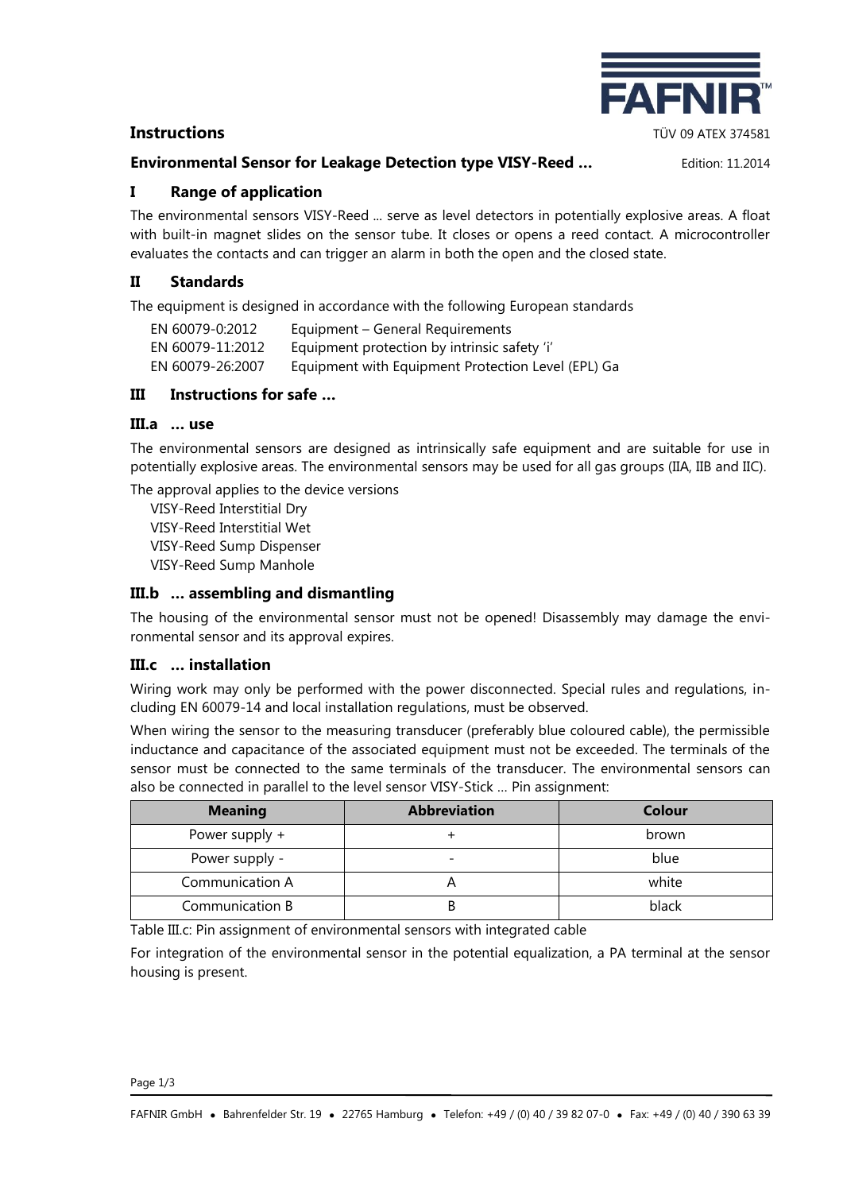# Instructions

TÜV 09 ATEX 374581

**Environmental Sensor for Leakage Detection type VISY-Reed …**

Edition: 11.2014

## I Range of application

The environmental sensors VISY-Reed ... serve as level detectors in potentially explosive areas. A float with built-in magnet slides on the sensor tube. It closes or opens a reed contact. A microcontroller evaluates the contacts and can trigger an alarm in both the open and the closed state.

## II Standards

The equipment is designed in accordance with the following European standards

| | |
|---|---|
| EN 60079-0:2012 | Equipment – General Requirements |
| EN 60079-11:2012 | Equipment protection by intrinsic safety 'i' |
| EN 60079-26:2007 | Equipment with Equipment Protection Level (EPL) Ga |

## III Instructions for safe …

### III.a … use

The environmental sensors are designed as intrinsically safe equipment and are suitable for use in potentially explosive areas. The environmental sensors may be used for all gas groups (IIA, IIB and IIC).

The approval applies to the device versions

- VISY-Reed Interstitial Dry
- VISY-Reed Interstitial Wet
- VISY-Reed Sump Dispenser
- VISY-Reed Sump Manhole

### III.b … assembling and dismantling

The housing of the environmental sensor must not be opened! Disassembly may damage the environmental sensor and its approval expires.

### III.c … installation

Wiring work may only be performed with the power disconnected. Special rules and regulations, including EN 60079-14 and local installation regulations, must be observed.

When wiring the sensor to the measuring transducer (preferably blue coloured cable), the permissible inductance and capacitance of the associated equipment must not be exceeded. The terminals of the sensor must be connected to the same terminals of the transducer. The environmental sensors can also be connected in parallel to the level sensor VISY-Stick ... Pin assignment:

| Meaning | Abbreviation | Colour |
|---|---|---|
| Power supply + | + | brown |
| Power supply - | - | blue |
| Communication A | A | white |
| Communication B | B | black |

Table III.c: Pin assignment of environmental sensors with integrated cable

For integration of the environmental sensor in the potential equalization, a PA terminal at the sensor housing is present.

FAFNIR GmbH • Bahrenfelder Str. 19 • 22765 Hamburg • Telefon: +49 / (0) 40 / 39 82 07-0 • Fax: +49 / (0) 40 / 390 63 39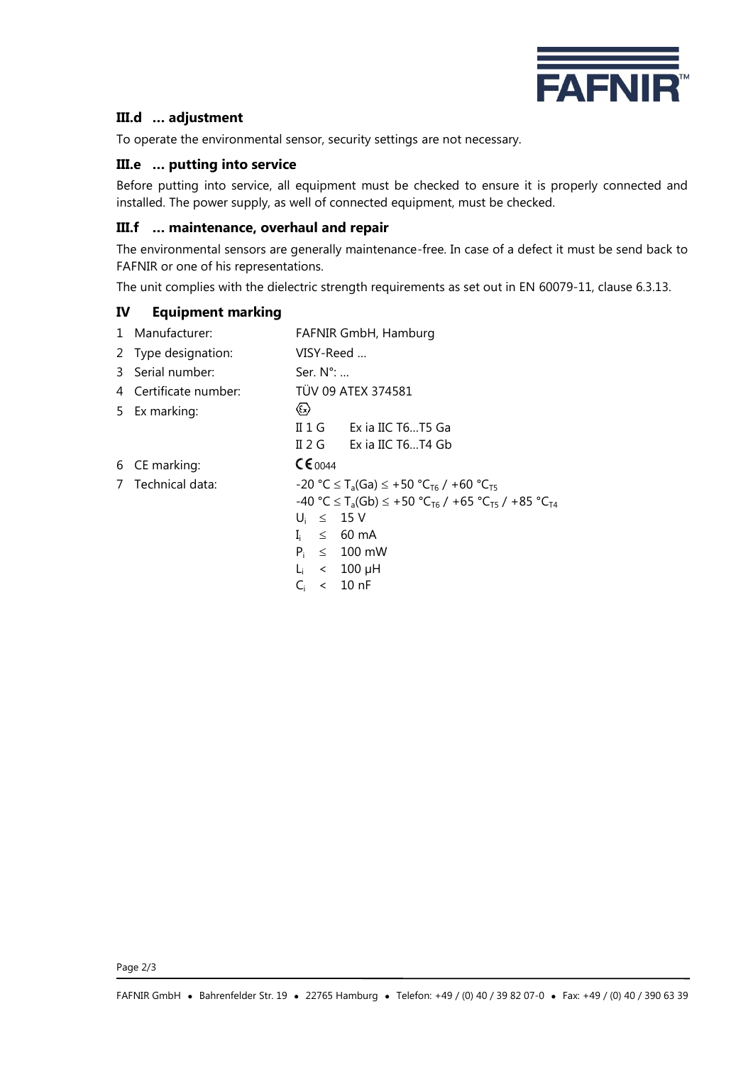### III.d … adjustment

To operate the environmental sensor, security settings are not necessary.

### III.e … putting into service

Before putting into service, all equipment must be checked to ensure it is properly connected and installed. The power supply, as well of connected equipment, must be checked.

### III.f … maintenance, overhaul and repair

The environmental sensors are generally maintenance-free. In case of a defect it must be send back to FAFNIR or one of his representations.

The unit complies with the dielectric strength requirements as set out in EN 60079-11, clause 6.3.13.

## IV Equipment marking

1. Manufacturer: FAFNIR GmbH, Hamburg
2. Type designation: VISY-Reed …
3. Serial number: Ser. N°: …
4. Certificate number: TÜV 09 ATEX 374581
5. Ex marking: ⟨Ex⟩
   II 1 G Ex ia IIC T6…T5 Ga
   II 2 G Ex ia IIC T6…T4 Gb
6. CE marking: CE 0044
7. Technical data:
   -20 °C ≤ $T_a$(Ga) ≤ +50 °$C_{T6}$ / +60 °$C_{T5}$
   -40 °C ≤ $T_a$(Gb) ≤ +50 °$C_{T6}$ / +65 °$C_{T5}$ / +85 °$C_{T4}$
   $U_i \leq$ 15 V
   $I_i \leq$ 60 mA
   $P_i \leq$ 100 mW
   $L_i <$ 100 µH
   $C_i <$ 10 nF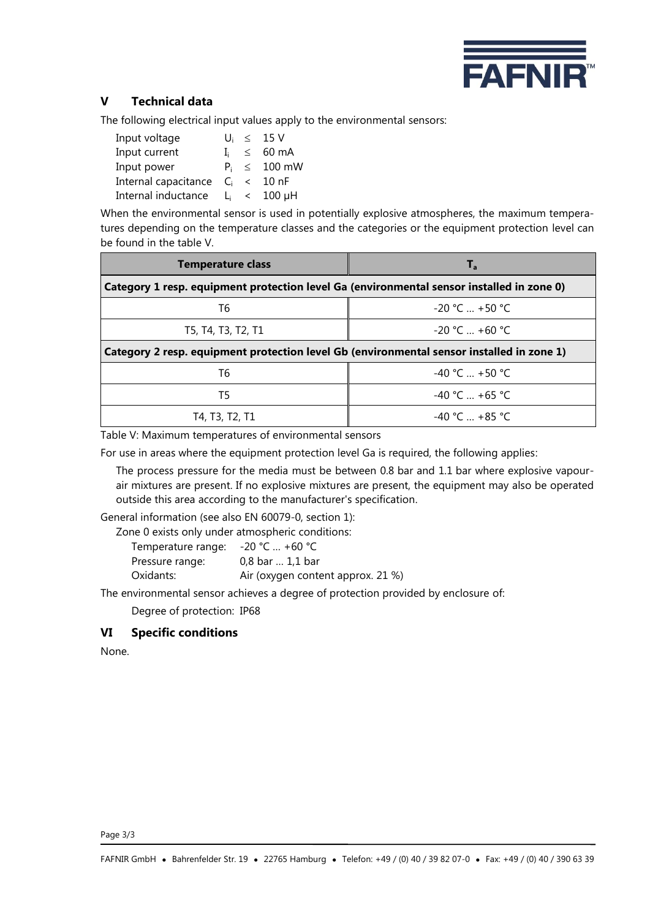## V Technical data

The following electrical input values apply to the environmental sensors:

| | | | |
|---|---|---|---|
| Input voltage | $U_i$ | ≤ | 15 V |
| Input current | $I_i$ | ≤ | 60 mA |
| Input power | $P_i$ | ≤ | 100 mW |
| Internal capacitance | $C_i$ | < | 10 nF |
| Internal inductance | $L_i$ | < | 100 µH |

When the environmental sensor is used in potentially explosive atmospheres, the maximum temperatures depending on the temperature classes and the categories or the equipment protection level can be found in the table V.

| Temperature class | $T_a$ |
|---|---|
| **Category 1 resp. equipment protection level Ga (environmental sensor installed in zone 0)** | |
| T6 | -20 °C … +50 °C |
| T5, T4, T3, T2, T1 | -20 °C … +60 °C |
| **Category 2 resp. equipment protection level Gb (environmental sensor installed in zone 1)** | |
| T6 | -40 °C … +50 °C |
| T5 | -40 °C … +65 °C |
| T4, T3, T2, T1 | -40 °C … +85 °C |

Table V: Maximum temperatures of environmental sensors

For use in areas where the equipment protection level Ga is required, the following applies:

The process pressure for the media must be between 0.8 bar and 1.1 bar where explosive vapour-air mixtures are present. If no explosive mixtures are present, the equipment may also be operated outside this area according to the manufacturer's specification.

General information (see also EN 60079-0, section 1):

Zone 0 exists only under atmospheric conditions:

| | |
|---|---|
| Temperature range: | -20 °C … +60 °C |
| Pressure range: | 0,8 bar … 1,1 bar |
| Oxidants: | Air (oxygen content approx. 21 %) |

The environmental sensor achieves a degree of protection provided by enclosure of:

Degree of protection: IP68

## VI Specific conditions

None.